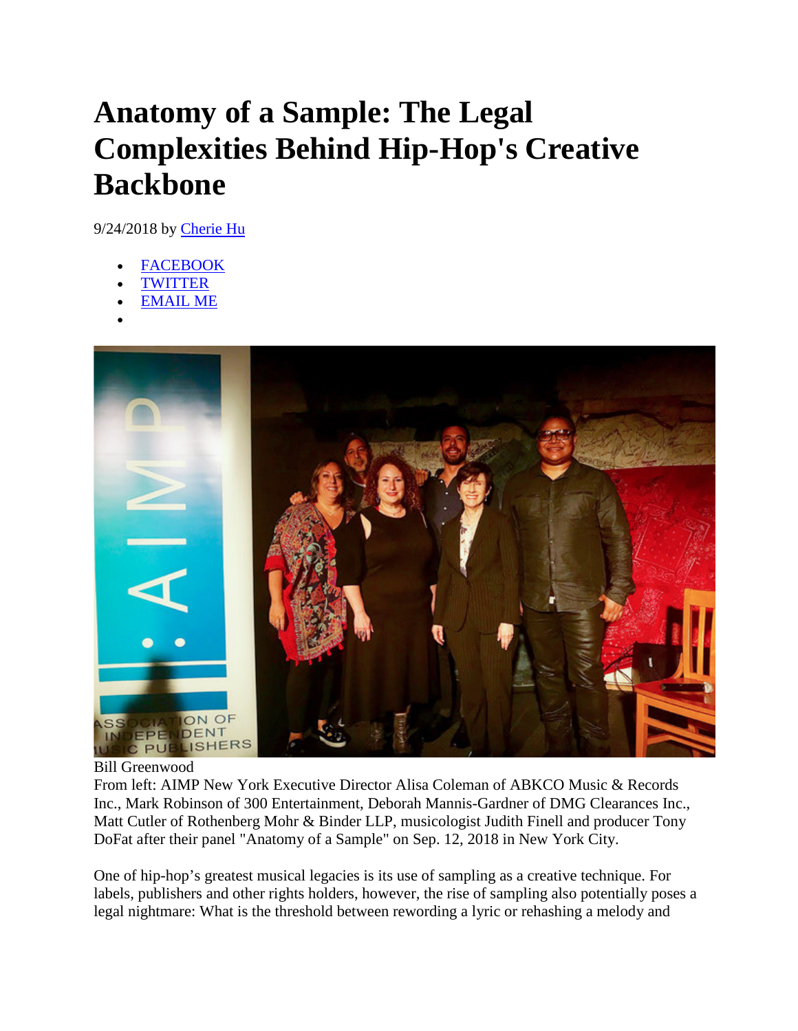# Anatomy of a Sample: The Legal Complexities Behind Hip-Hop's Creative Backbone

9/24/2018 by Cherie Hu

- FACEBOOK
- TWITTER
- EMAIL ME
- 

Bill Greenwood
From left: AIMP New York Executive Director Alisa Coleman of ABKCO Music & Records Inc., Mark Robinson of 300 Entertainment, Deborah Mannis-Gardner of DMG Clearances Inc., Matt Cutler of Rothenberg Mohr & Binder LLP, musicologist Judith Finell and producer Tony DoFat after their panel "Anatomy of a Sample" on Sep. 12, 2018 in New York City.

One of hip-hop's greatest musical legacies is its use of sampling as a creative technique. For labels, publishers and other rights holders, however, the rise of sampling also potentially poses a legal nightmare: What is the threshold between rewording a lyric or rehashing a melody and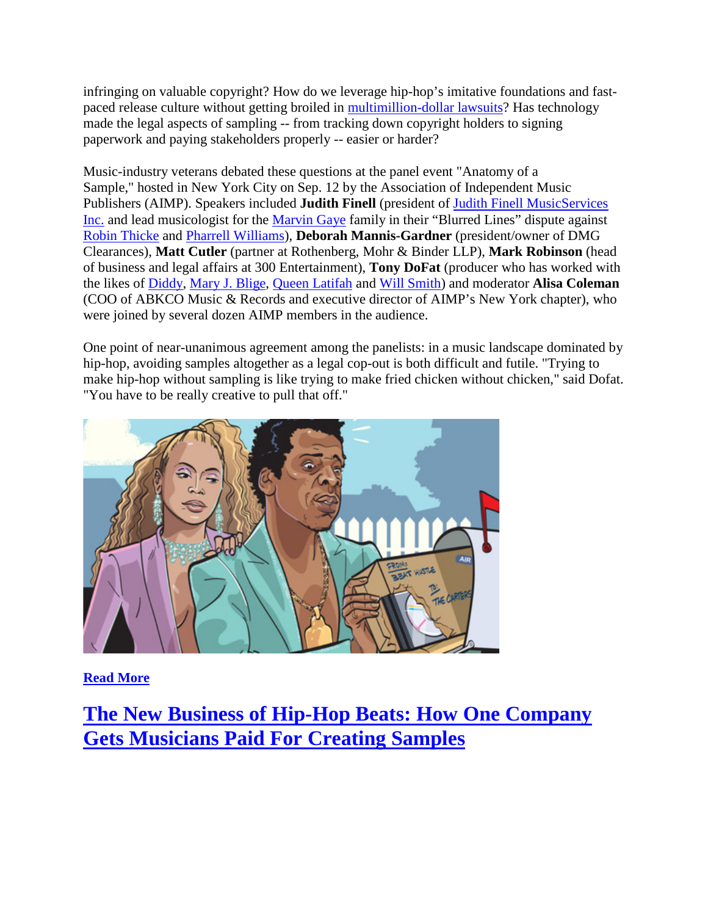infringing on valuable copyright? How do we leverage hip-hop's imitative foundations and fast-paced release culture without getting broiled in multimillion-dollar lawsuits? Has technology made the legal aspects of sampling -- from tracking down copyright holders to signing paperwork and paying stakeholders properly -- easier or harder?

Music-industry veterans debated these questions at the panel event "Anatomy of a Sample," hosted in New York City on Sep. 12 by the Association of Independent Music Publishers (AIMP). Speakers included **Judith Finell** (president of Judith Finell MusicServices Inc. and lead musicologist for the Marvin Gaye family in their "Blurred Lines" dispute against Robin Thicke and Pharrell Williams), **Deborah Mannis-Gardner** (president/owner of DMG Clearances), **Matt Cutler** (partner at Rothenberg, Mohr & Binder LLP), **Mark Robinson** (head of business and legal affairs at 300 Entertainment), **Tony DoFat** (producer who has worked with the likes of Diddy, Mary J. Blige, Queen Latifah and Will Smith) and moderator **Alisa Coleman** (COO of ABKCO Music & Records and executive director of AIMP's New York chapter), who were joined by several dozen AIMP members in the audience.

One point of near-unanimous agreement among the panelists: in a music landscape dominated by hip-hop, avoiding samples altogether as a legal cop-out is both difficult and futile. "Trying to make hip-hop without sampling is like trying to make fried chicken without chicken," said Dofat. "You have to be really creative to pull that off."

**Read More**

## The New Business of Hip-Hop Beats: How One Company Gets Musicians Paid For Creating Samples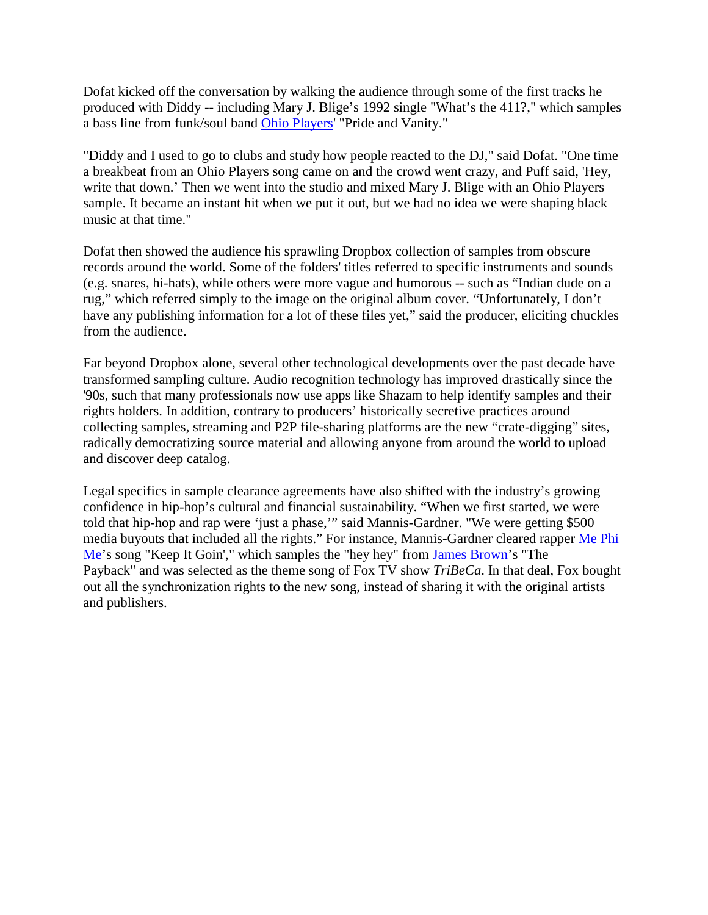Dofat kicked off the conversation by walking the audience through some of the first tracks he produced with Diddy -- including Mary J. Blige's 1992 single "What's the 411?," which samples a bass line from funk/soul band Ohio Players' "Pride and Vanity."

"Diddy and I used to go to clubs and study how people reacted to the DJ," said Dofat. "One time a breakbeat from an Ohio Players song came on and the crowd went crazy, and Puff said, 'Hey, write that down.' Then we went into the studio and mixed Mary J. Blige with an Ohio Players sample. It became an instant hit when we put it out, but we had no idea we were shaping black music at that time."

Dofat then showed the audience his sprawling Dropbox collection of samples from obscure records around the world. Some of the folders' titles referred to specific instruments and sounds (e.g. snares, hi-hats), while others were more vague and humorous -- such as "Indian dude on a rug," which referred simply to the image on the original album cover. "Unfortunately, I don't have any publishing information for a lot of these files yet," said the producer, eliciting chuckles from the audience.

Far beyond Dropbox alone, several other technological developments over the past decade have transformed sampling culture. Audio recognition technology has improved drastically since the '90s, such that many professionals now use apps like Shazam to help identify samples and their rights holders. In addition, contrary to producers' historically secretive practices around collecting samples, streaming and P2P file-sharing platforms are the new "crate-digging" sites, radically democratizing source material and allowing anyone from around the world to upload and discover deep catalog.

Legal specifics in sample clearance agreements have also shifted with the industry's growing confidence in hip-hop's cultural and financial sustainability. "When we first started, we were told that hip-hop and rap were 'just a phase,'" said Mannis-Gardner. "We were getting $500 media buyouts that included all the rights." For instance, Mannis-Gardner cleared rapper Me Phi Me's song "Keep It Goin'," which samples the "hey hey" from James Brown's "The Payback" and was selected as the theme song of Fox TV show *TriBeCa*. In that deal, Fox bought out all the synchronization rights to the new song, instead of sharing it with the original artists and publishers.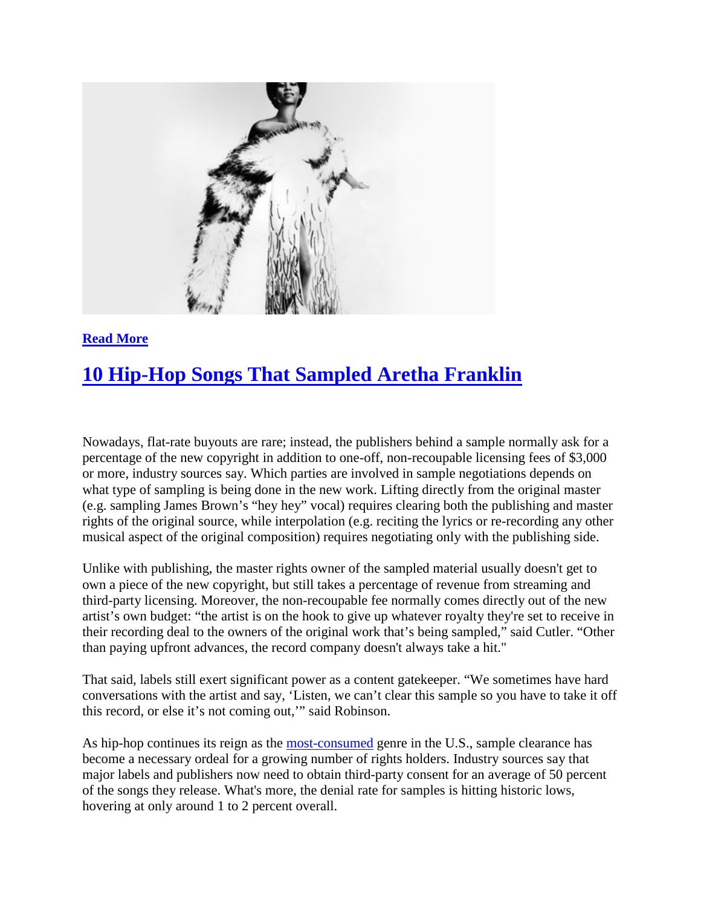**Read More**

## 10 Hip-Hop Songs That Sampled Aretha Franklin

Nowadays, flat-rate buyouts are rare; instead, the publishers behind a sample normally ask for a percentage of the new copyright in addition to one-off, non-recoupable licensing fees of $3,000 or more, industry sources say. Which parties are involved in sample negotiations depends on what type of sampling is being done in the new work. Lifting directly from the original master (e.g. sampling James Brown's "hey hey" vocal) requires clearing both the publishing and master rights of the original source, while interpolation (e.g. reciting the lyrics or re-recording any other musical aspect of the original composition) requires negotiating only with the publishing side.

Unlike with publishing, the master rights owner of the sampled material usually doesn't get to own a piece of the new copyright, but still takes a percentage of revenue from streaming and third-party licensing. Moreover, the non-recoupable fee normally comes directly out of the new artist's own budget: "the artist is on the hook to give up whatever royalty they're set to receive in their recording deal to the owners of the original work that's being sampled," said Cutler. "Other than paying upfront advances, the record company doesn't always take a hit."

That said, labels still exert significant power as a content gatekeeper. "We sometimes have hard conversations with the artist and say, 'Listen, we can't clear this sample so you have to take it off this record, or else it's not coming out,'" said Robinson.

As hip-hop continues its reign as the most-consumed genre in the U.S., sample clearance has become a necessary ordeal for a growing number of rights holders. Industry sources say that major labels and publishers now need to obtain third-party consent for an average of 50 percent of the songs they release. What's more, the denial rate for samples is hitting historic lows, hovering at only around 1 to 2 percent overall.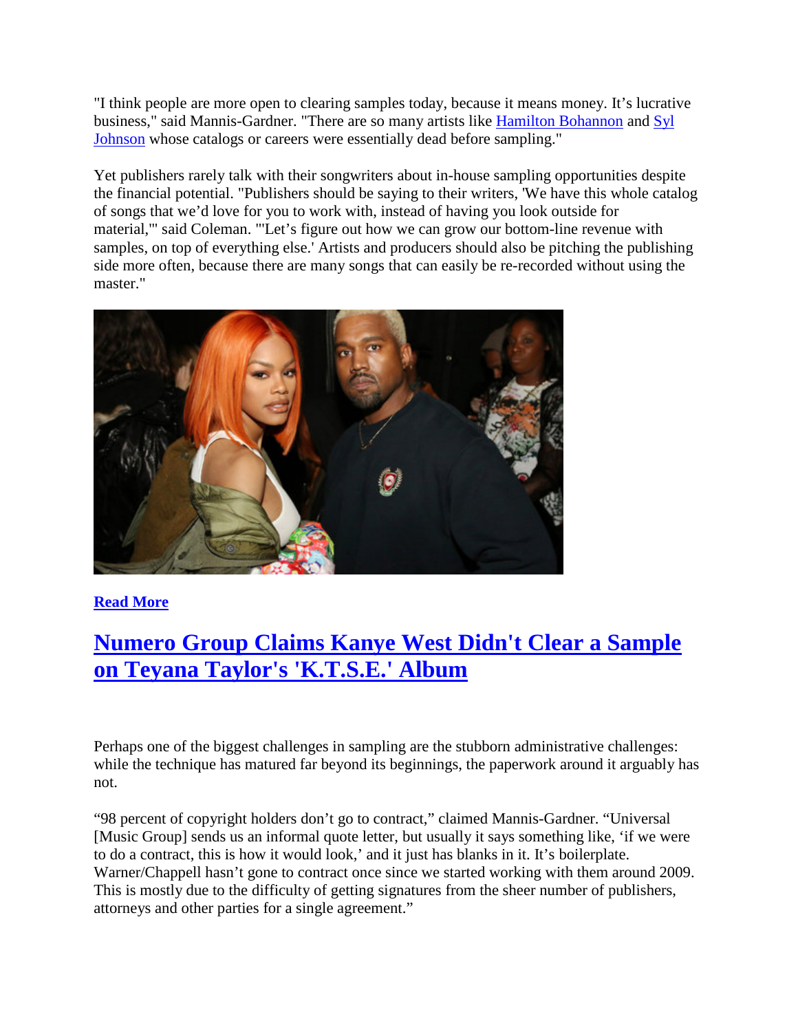"I think people are more open to clearing samples today, because it means money. It's lucrative business," said Mannis-Gardner. "There are so many artists like Hamilton Bohannon and Syl Johnson whose catalogs or careers were essentially dead before sampling."

Yet publishers rarely talk with their songwriters about in-house sampling opportunities despite the financial potential. "Publishers should be saying to their writers, 'We have this whole catalog of songs that we'd love for you to work with, instead of having you look outside for material,'" said Coleman. "'Let's figure out how we can grow our bottom-line revenue with samples, on top of everything else.' Artists and producers should also be pitching the publishing side more often, because there are many songs that can easily be re-recorded without using the master."

**Read More**

## Numero Group Claims Kanye West Didn't Clear a Sample on Teyana Taylor's 'K.T.S.E.' Album

Perhaps one of the biggest challenges in sampling are the stubborn administrative challenges: while the technique has matured far beyond its beginnings, the paperwork around it arguably has not.

"98 percent of copyright holders don't go to contract," claimed Mannis-Gardner. "Universal [Music Group] sends us an informal quote letter, but usually it says something like, 'if we were to do a contract, this is how it would look,' and it just has blanks in it. It's boilerplate. Warner/Chappell hasn't gone to contract once since we started working with them around 2009. This is mostly due to the difficulty of getting signatures from the sheer number of publishers, attorneys and other parties for a single agreement."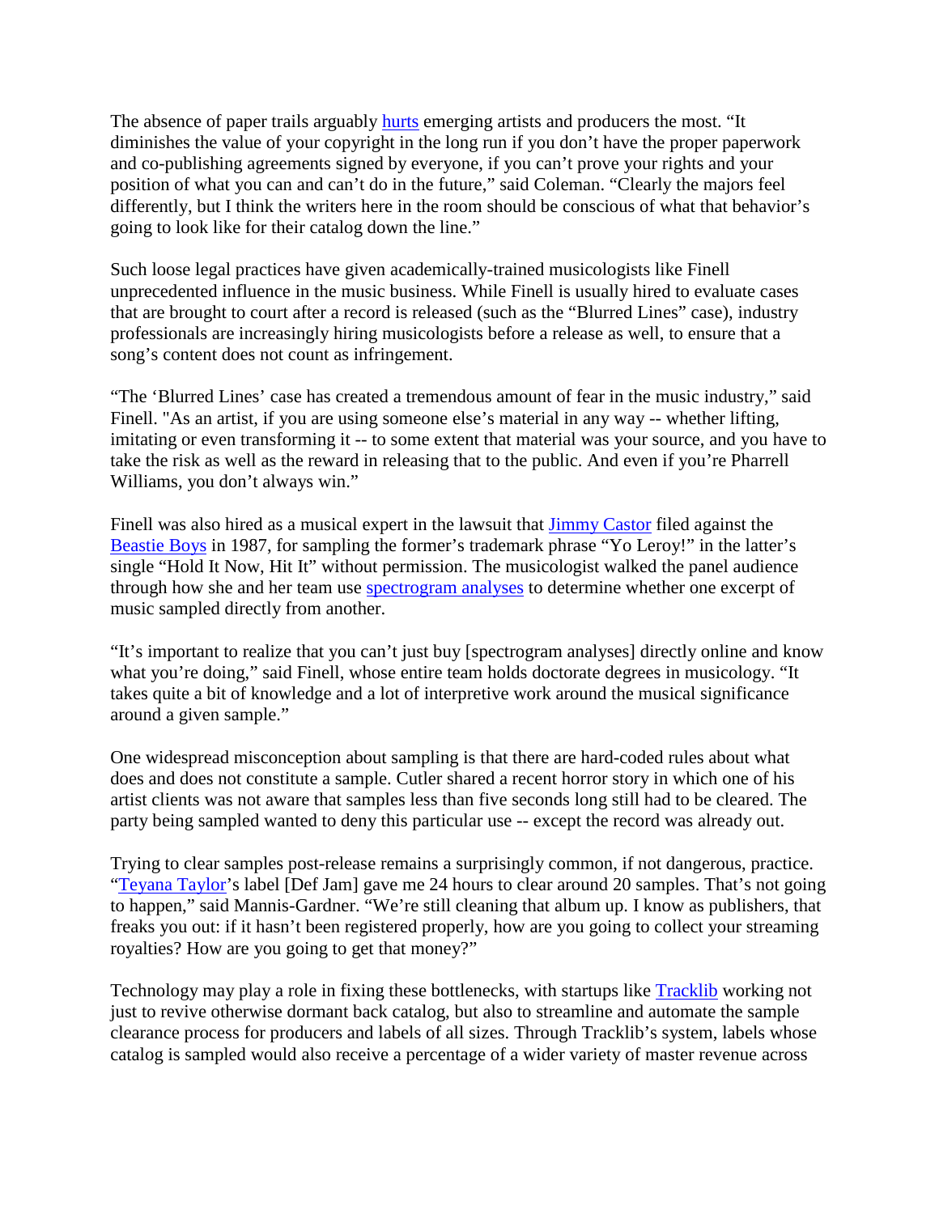The absence of paper trails arguably hurts emerging artists and producers the most. “It diminishes the value of your copyright in the long run if you don’t have the proper paperwork and co-publishing agreements signed by everyone, if you can’t prove your rights and your position of what you can and can’t do in the future,” said Coleman. “Clearly the majors feel differently, but I think the writers here in the room should be conscious of what that behavior’s going to look like for their catalog down the line.”

Such loose legal practices have given academically-trained musicologists like Finell unprecedented influence in the music business. While Finell is usually hired to evaluate cases that are brought to court after a record is released (such as the “Blurred Lines” case), industry professionals are increasingly hiring musicologists before a release as well, to ensure that a song’s content does not count as infringement.

“The ‘Blurred Lines’ case has created a tremendous amount of fear in the music industry,” said Finell. "As an artist, if you are using someone else’s material in any way -- whether lifting, imitating or even transforming it -- to some extent that material was your source, and you have to take the risk as well as the reward in releasing that to the public. And even if you’re Pharrell Williams, you don’t always win.”

Finell was also hired as a musical expert in the lawsuit that Jimmy Castor filed against the Beastie Boys in 1987, for sampling the former’s trademark phrase “Yo Leroy!” in the latter’s single “Hold It Now, Hit It” without permission. The musicologist walked the panel audience through how she and her team use spectrogram analyses to determine whether one excerpt of music sampled directly from another.

“It’s important to realize that you can’t just buy [spectrogram analyses] directly online and know what you’re doing,” said Finell, whose entire team holds doctorate degrees in musicology. “It takes quite a bit of knowledge and a lot of interpretive work around the musical significance around a given sample.”

One widespread misconception about sampling is that there are hard-coded rules about what does and does not constitute a sample. Cutler shared a recent horror story in which one of his artist clients was not aware that samples less than five seconds long still had to be cleared. The party being sampled wanted to deny this particular use -- except the record was already out.

Trying to clear samples post-release remains a surprisingly common, if not dangerous, practice. “Teyana Taylor’s label [Def Jam] gave me 24 hours to clear around 20 samples. That’s not going to happen,” said Mannis-Gardner. “We’re still cleaning that album up. I know as publishers, that freaks you out: if it hasn’t been registered properly, how are you going to collect your streaming royalties? How are you going to get that money?”

Technology may play a role in fixing these bottlenecks, with startups like Tracklib working not just to revive otherwise dormant back catalog, but also to streamline and automate the sample clearance process for producers and labels of all sizes. Through Tracklib’s system, labels whose catalog is sampled would also receive a percentage of a wider variety of master revenue across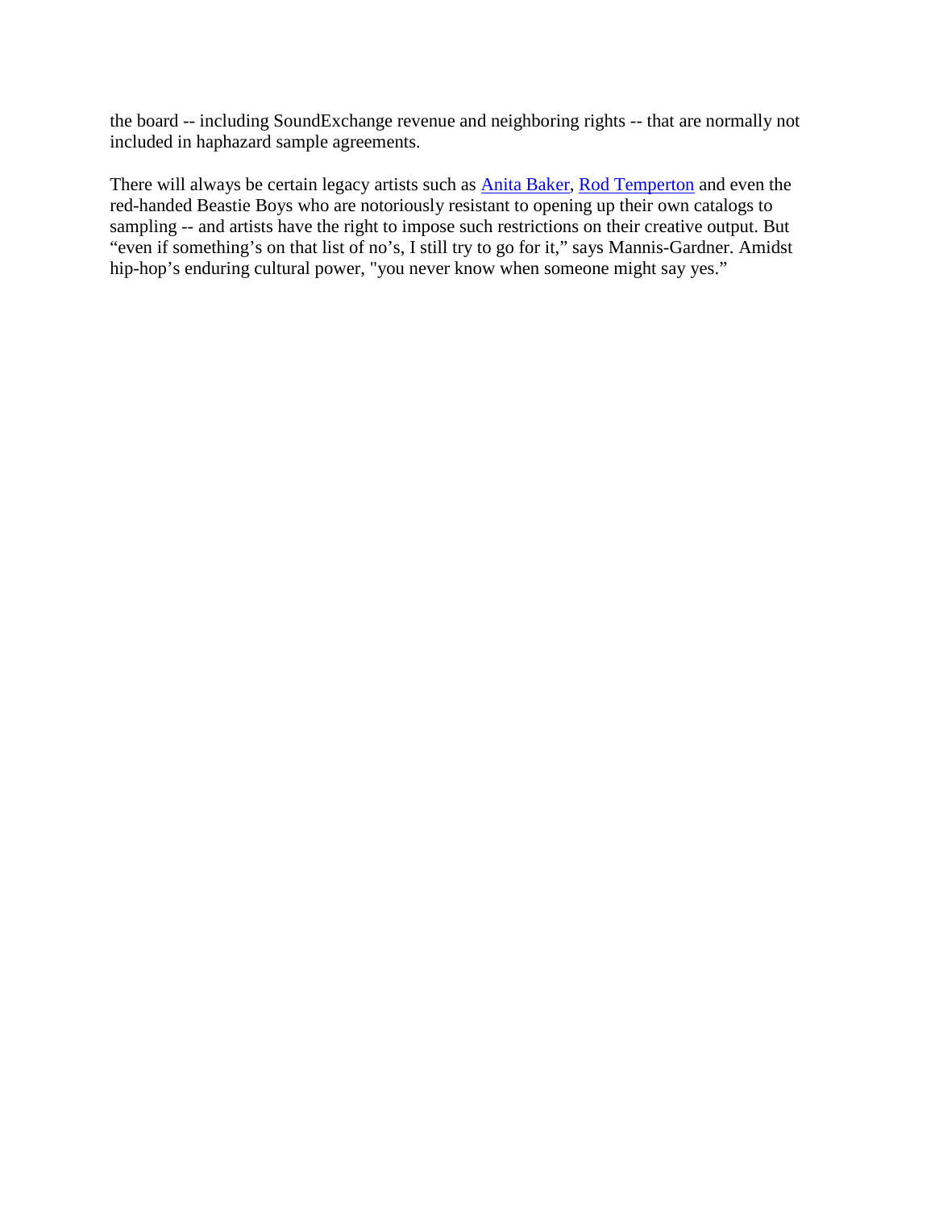the board -- including SoundExchange revenue and neighboring rights -- that are normally not included in haphazard sample agreements.

There will always be certain legacy artists such as Anita Baker, Rod Temperton and even the red-handed Beastie Boys who are notoriously resistant to opening up their own catalogs to sampling -- and artists have the right to impose such restrictions on their creative output. But "even if something's on that list of no's, I still try to go for it," says Mannis-Gardner. Amidst hip-hop's enduring cultural power, "you never know when someone might say yes."